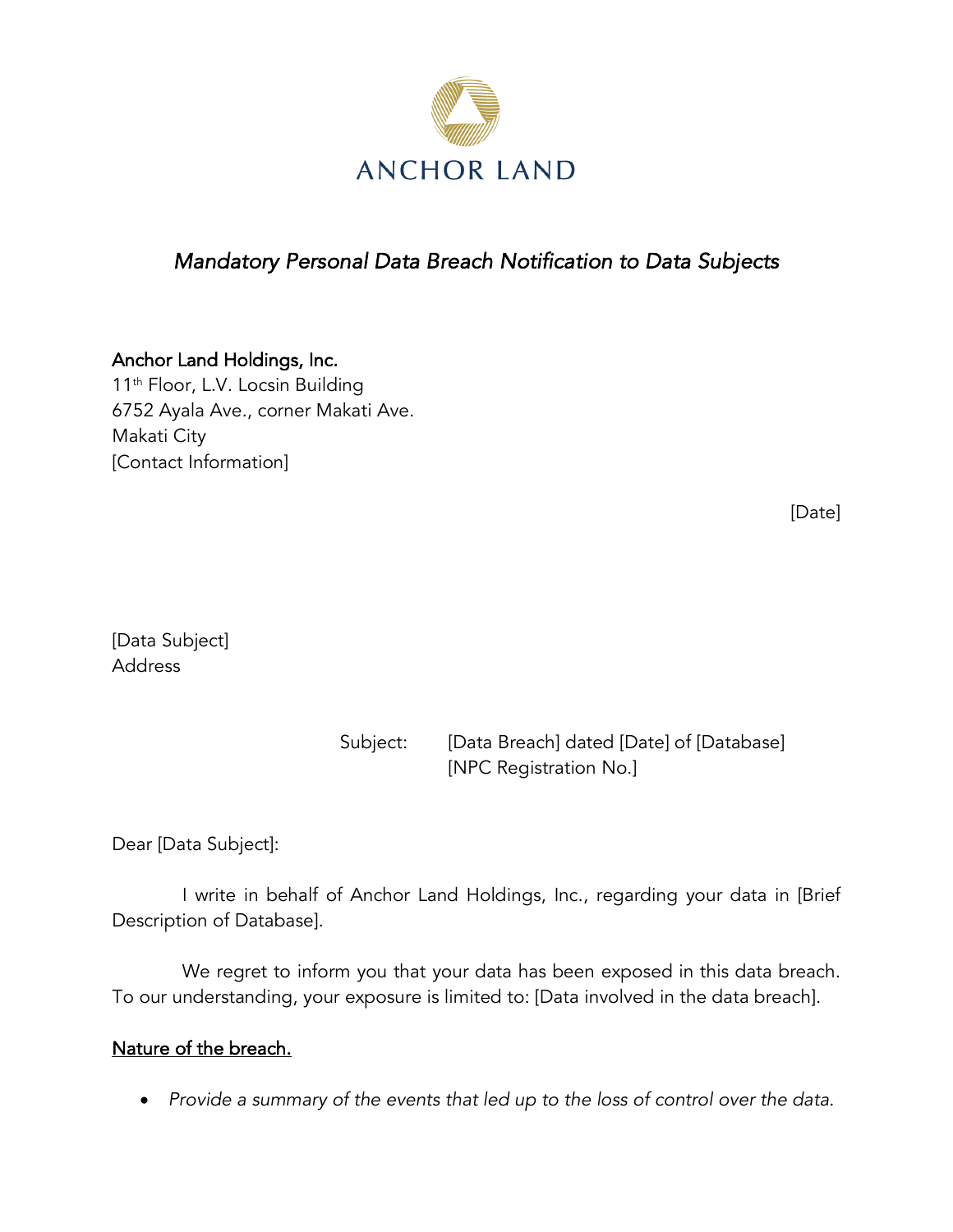ANCHOR LAND

*Mandatory Personal Data Breach Notification to Data Subjects*

Anchor Land Holdings, Inc.
11th Floor, L.V. Locsin Building
6752 Ayala Ave., corner Makati Ave.
Makati City
[Contact Information]

[Date]

[Data Subject]
Address

Subject: [Data Breach] dated [Date] of [Database]
[NPC Registration No.]

Dear [Data Subject]:

I write in behalf of Anchor Land Holdings, Inc., regarding your data in [Brief Description of Database].

We regret to inform you that your data has been exposed in this data breach. To our understanding, your exposure is limited to: [Data involved in the data breach].

<u>Nature of the breach.</u>

- *Provide a summary of the events that led up to the loss of control over the data.*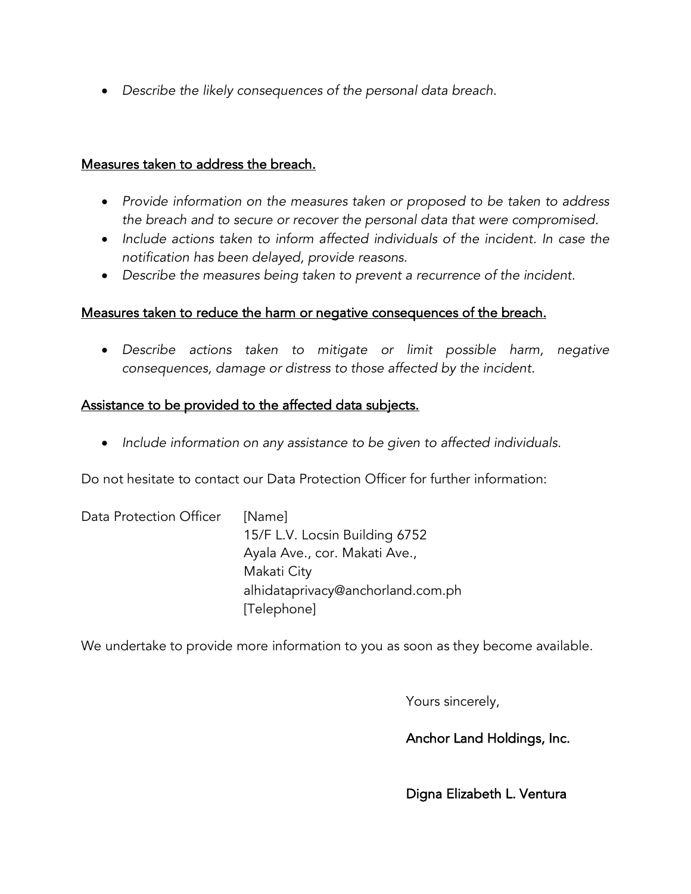- *Describe the likely consequences of the personal data breach.*

<u>Measures taken to address the breach.</u>

- *Provide information on the measures taken or proposed to be taken to address the breach and to secure or recover the personal data that were compromised.*
- *Include actions taken to inform affected individuals of the incident. In case the notification has been delayed, provide reasons.*
- *Describe the measures being taken to prevent a recurrence of the incident.*

<u>Measures taken to reduce the harm or negative consequences of the breach.</u>

- *Describe actions taken to mitigate or limit possible harm, negative consequences, damage or distress to those affected by the incident.*

<u>Assistance to be provided to the affected data subjects.</u>

- *Include information on any assistance to be given to affected individuals.*

Do not hesitate to contact our Data Protection Officer for further information:

Data Protection Officer
[Name]
15/F L.V. Locsin Building 6752
Ayala Ave., cor. Makati Ave.,
Makati City
alhidataprivacy@anchorland.com.ph
[Telephone]

We undertake to provide more information to you as soon as they become available.

Yours sincerely,

Anchor Land Holdings, Inc.

Digna Elizabeth L. Ventura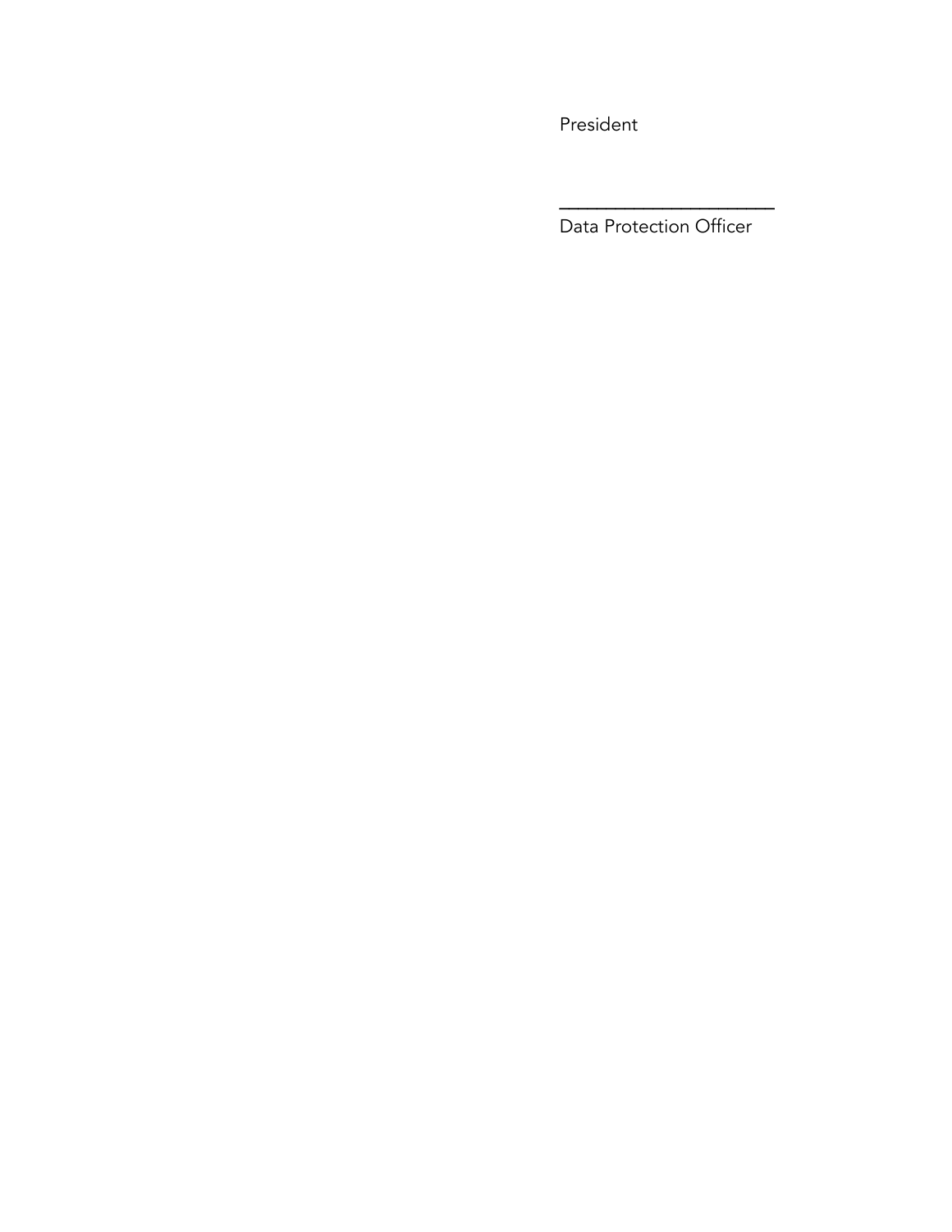President

______________________

Data Protection Officer